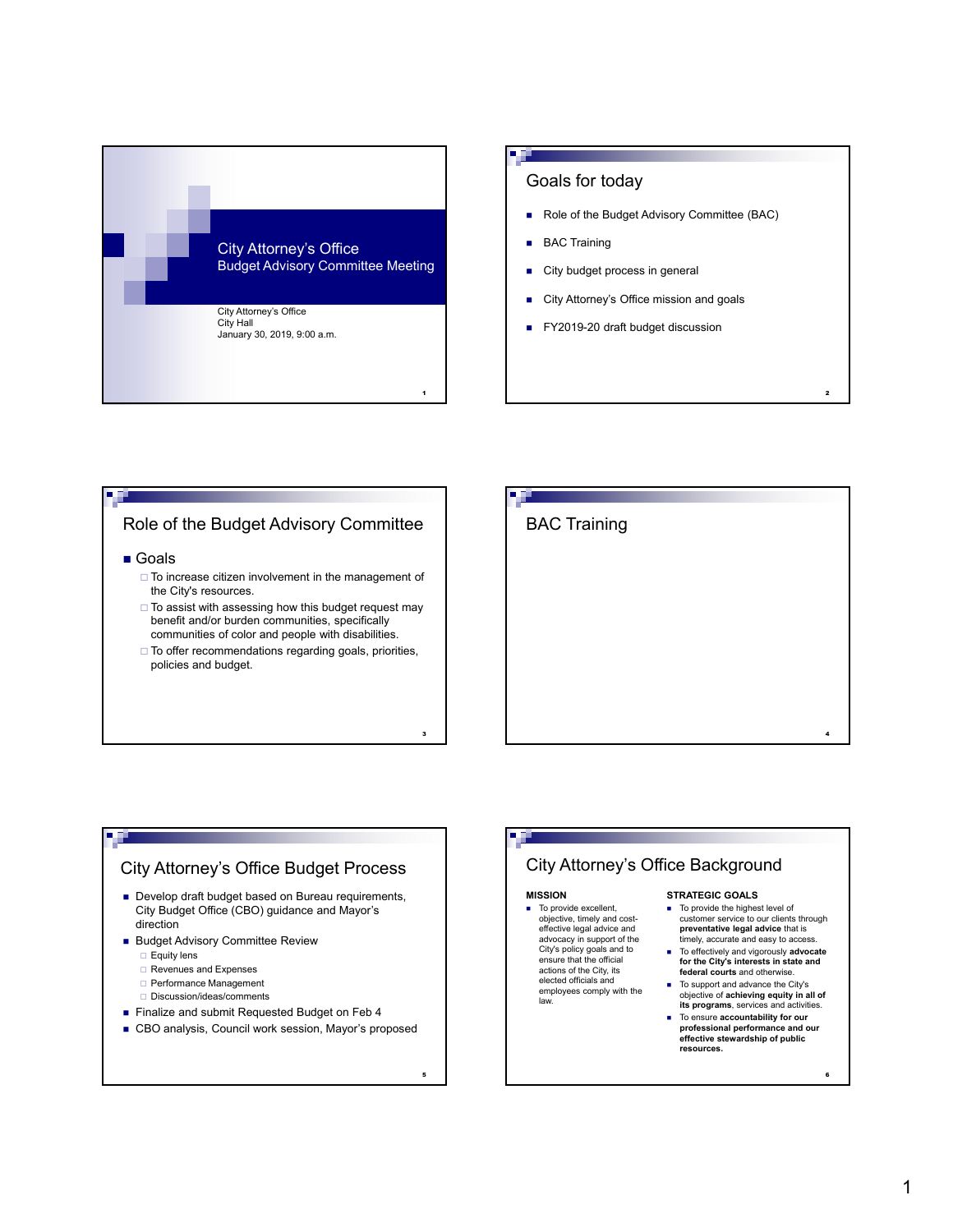# City Attorney's Office
## Budget Advisory Committee Meeting

City Attorney's Office
City Hall
January 30, 2019, 9:00 a.m.

## Goals for today

- Role of the Budget Advisory Committee (BAC)
- BAC Training
- City budget process in general
- City Attorney's Office mission and goals
- FY2019-20 draft budget discussion

## Role of the Budget Advisory Committee

- Goals
  - To increase citizen involvement in the management of the City's resources.
  - To assist with assessing how this budget request may benefit and/or burden communities, specifically communities of color and people with disabilities.
  - To offer recommendations regarding goals, priorities, policies and budget.

## BAC Training

## City Attorney's Office Budget Process

- Develop draft budget based on Bureau requirements, City Budget Office (CBO) guidance and Mayor's direction
- Budget Advisory Committee Review
  - Equity lens
  - Revenues and Expenses
  - Performance Management
  - Discussion/ideas/comments
- Finalize and submit Requested Budget on Feb 4
- CBO analysis, Council work session, Mayor's proposed

## City Attorney's Office Background

**MISSION**

- To provide excellent, objective, timely and cost-effective legal advice and advocacy in support of the City's policy goals and to ensure that the official actions of the City, its elected officials and employees comply with the law.

**STRATEGIC GOALS**

- To provide the highest level of customer service to our clients through **preventative legal advice** that is timely, accurate and easy to access.
- To effectively and vigorously **advocate for the City's interests in state and federal courts** and otherwise.
- To support and advance the City's objective of **achieving equity in all of its programs**, services and activities.
- To ensure **accountability for our professional performance and our effective stewardship of public resources.**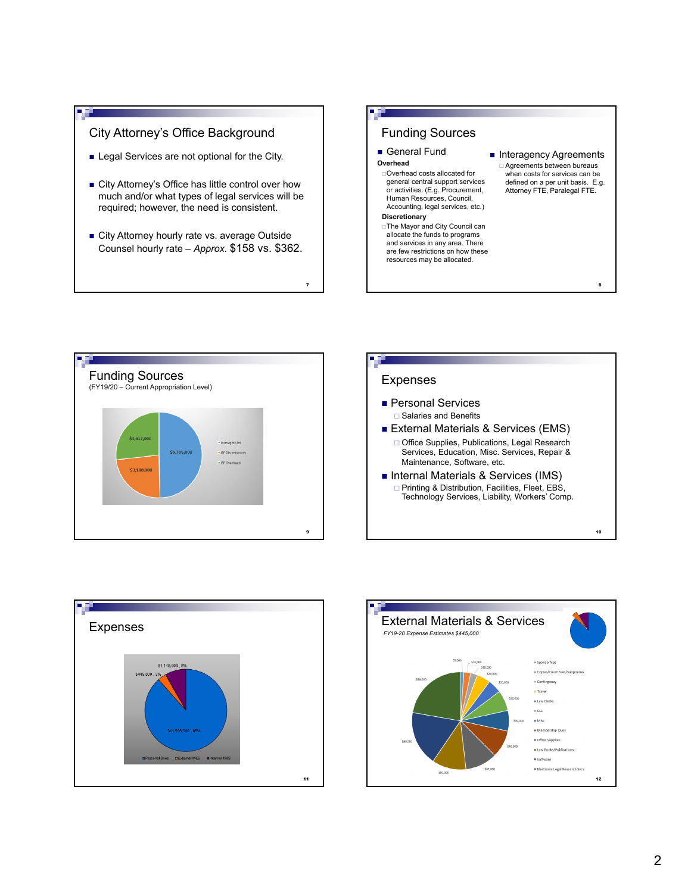## City Attorney's Office Background

- Legal Services are not optional for the City.
- City Attorney's Office has little control over how much and/or what types of legal services will be required; however, the need is consistent.
- City Attorney hourly rate vs. average Outside Counsel hourly rate – *Approx.* $158 vs. $362.

## Funding Sources

- General Fund

**Overhead**

- Overhead costs allocated for general central support services or activities. (E.g. Procurement, Human Resources, Council, Accounting, legal services, etc.)

**Discretionary**

- The Mayor and City Council can allocate the funds to programs and services in any area. There are few restrictions on how these resources may be allocated.

- Interagency Agreements
  - Agreements between bureaus when costs for services can be defined on a per unit basis. E.g. Attorney FTE, Paralegal FTE.

## Funding Sources

(FY19/20 – Current Appropriation Level)

| Source | Amount |
|---|---|
| Interagencies | $6,705,000 |
| GF Discretionary | $3,180,000 |
| GF Overhead | $3,617,000 |

## Expenses

- Personal Services
  - Salaries and Benefits
- External Materials & Services (EMS)
  - Office Supplies, Publications, Legal Research Services, Education, Misc. Services, Repair & Maintenance, Software, etc.
- Internal Materials & Services (IMS)
  - Printing & Distribution, Facilities, Fleet, EBS, Technology Services, Liability, Workers' Comp.

## Expenses

| Category | Amount | Percent |
|---|---|---|
| Personal Svcs | $11,936,000 | 89% |
| External M&S | $445,000 | 3% |
| Internal M&S | $1,110,000 | 8% |

## External Materials & Services

*FY19-20 Expense Estimates $445,000*

Legend: Sponsorships; Copies/Court Fees/Subpoenas; Contingency; Travel; Law Clerks; CLE; Misc; Membership Dues; Office Supplies; Law Books/Publications; Software; Electronic Legal Research Svcs

Values shown: $5,000; $10,000; $10,000; $22,000; $20,000; $20,000; $30,000; $40,000; $47,000; $50,000; $80,000; $96,000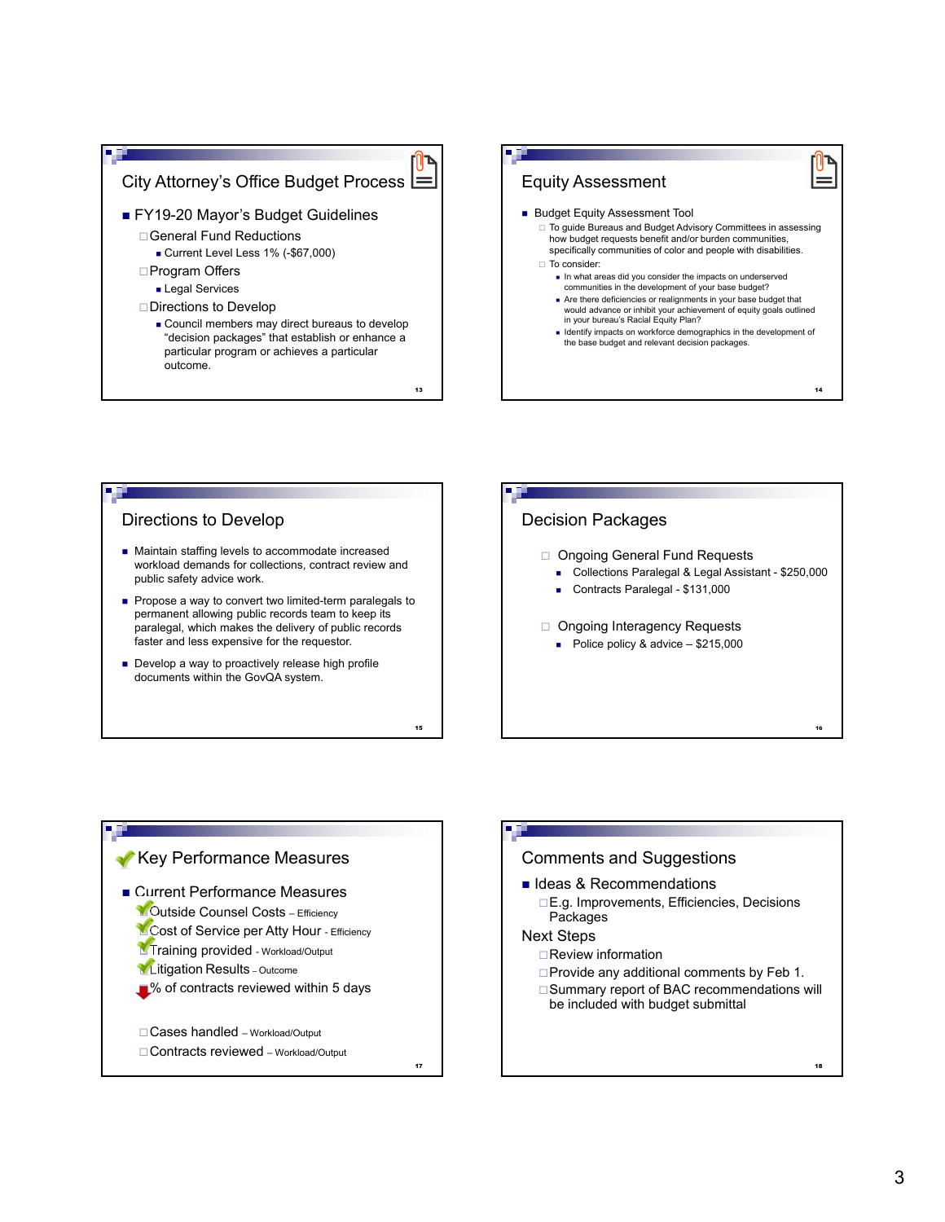## City Attorney's Office Budget Process

- FY19-20 Mayor's Budget Guidelines
  - General Fund Reductions
    - Current Level Less 1% (-$67,000)
  - Program Offers
    - Legal Services
  - Directions to Develop
    - Council members may direct bureaus to develop "decision packages" that establish or enhance a particular program or achieves a particular outcome.

## Equity Assessment

- Budget Equity Assessment Tool
  - To guide Bureaus and Budget Advisory Committees in assessing how budget requests benefit and/or burden communities, specifically communities of color and people with disabilities.
  - To consider:
    - In what areas did you consider the impacts on underserved communities in the development of your base budget?
    - Are there deficiencies or realignments in your base budget that would advance or inhibit your achievement of equity goals outlined in your bureau's Racial Equity Plan?
    - Identify impacts on workforce demographics in the development of the base budget and relevant decision packages.

## Directions to Develop

- Maintain staffing levels to accommodate increased workload demands for collections, contract review and public safety advice work.
- Propose a way to convert two limited-term paralegals to permanent allowing public records team to keep its paralegal, which makes the delivery of public records faster and less expensive for the requestor.
- Develop a way to proactively release high profile documents within the GovQA system.

## Decision Packages

- Ongoing General Fund Requests
  - Collections Paralegal & Legal Assistant - $250,000
  - Contracts Paralegal - $131,000
- Ongoing Interagency Requests
  - Police policy & advice – $215,000

## Key Performance Measures

- Current Performance Measures
  - Outside Counsel Costs – Efficiency
  - Cost of Service per Atty Hour - Efficiency
  - Training provided - Workload/Output
  - Litigation Results – Outcome
  - % of contracts reviewed within 5 days
  - Cases handled – Workload/Output
  - Contracts reviewed – Workload/Output

## Comments and Suggestions

- Ideas & Recommendations
  - E.g. Improvements, Efficiencies, Decisions Packages

Next Steps
  - Review information
  - Provide any additional comments by Feb 1.
  - Summary report of BAC recommendations will be included with budget submittal